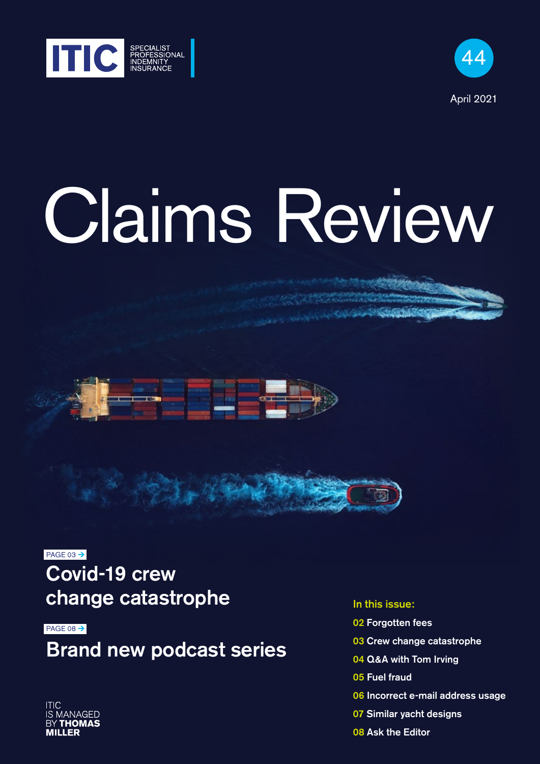ITIC

SPECIALIST PROFESSIONAL INDEMNITY INSURANCE

44

April 2021

# Claims Review

PAGE 03 →

## Covid-19 crew change catastrophe

PAGE 08 →

## Brand new podcast series

ITIC IS MANAGED BY **THOMAS MILLER**

**In this issue:**

- **02** Forgotten fees
- **03** Crew change catastrophe
- **04** Q&A with Tom Irving
- **05** Fuel fraud
- **06** Incorrect e-mail address usage
- **07** Similar yacht designs
- **08** Ask the Editor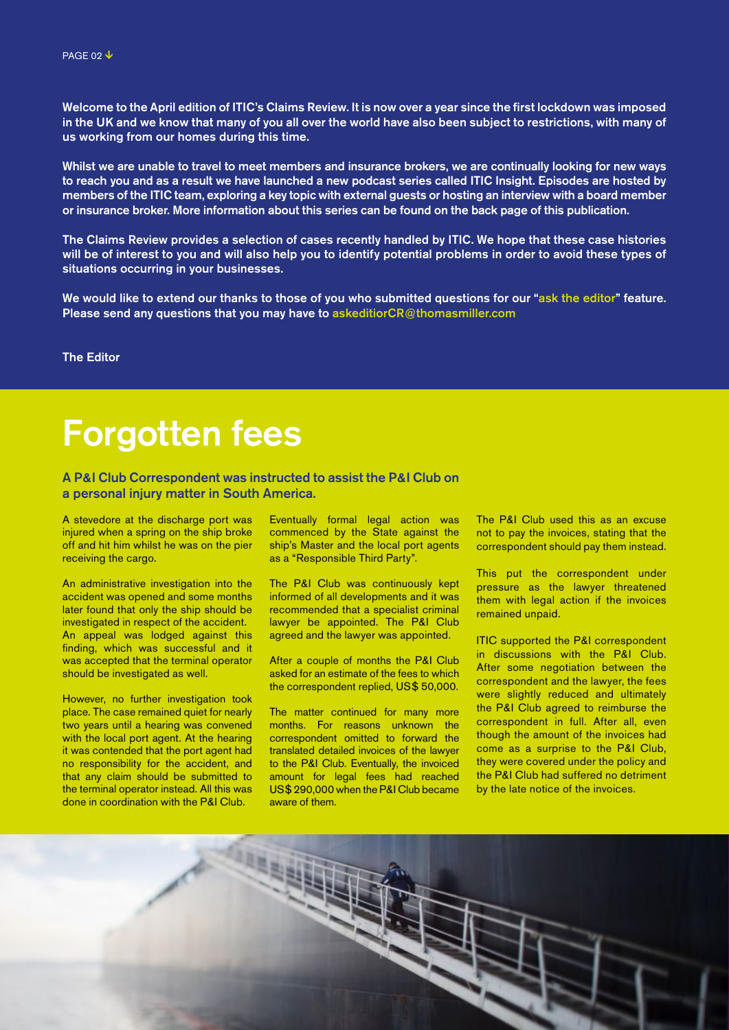Welcome to the April edition of ITIC's Claims Review. It is now over a year since the first lockdown was imposed in the UK and we know that many of you all over the world have also been subject to restrictions, with many of us working from our homes during this time.

Whilst we are unable to travel to meet members and insurance brokers, we are continually looking for new ways to reach you and as a result we have launched a new podcast series called ITIC Insight. Episodes are hosted by members of the ITIC team, exploring a key topic with external guests or hosting an interview with a board member or insurance broker. More information about this series can be found on the back page of this publication.

The Claims Review provides a selection of cases recently handled by ITIC. We hope that these case histories will be of interest to you and will also help you to identify potential problems in order to avoid these types of situations occurring in your businesses.

We would like to extend our thanks to those of you who submitted questions for our "ask the editor" feature. Please send any questions that you may have to askeditiorCR@thomasmiller.com

The Editor

# Forgotten fees

**A P&I Club Correspondent was instructed to assist the P&I Club on a personal injury matter in South America.**

A stevedore at the discharge port was injured when a spring on the ship broke off and hit him whilst he was on the pier receiving the cargo.

An administrative investigation into the accident was opened and some months later found that only the ship should be investigated in respect of the accident. An appeal was lodged against this finding, which was successful and it was accepted that the terminal operator should be investigated as well.

However, no further investigation took place. The case remained quiet for nearly two years until a hearing was convened with the local port agent. At the hearing it was contended that the port agent had no responsibility for the accident, and that any claim should be submitted to the terminal operator instead. All this was done in coordination with the P&I Club.

Eventually formal legal action was commenced by the State against the ship's Master and the local port agents as a "Responsible Third Party".

The P&I Club was continuously kept informed of all developments and it was recommended that a specialist criminal lawyer be appointed. The P&I Club agreed and the lawyer was appointed.

After a couple of months the P&I Club asked for an estimate of the fees to which the correspondent replied, US$ 50,000.

The matter continued for many more months. For reasons unknown the correspondent omitted to forward the translated detailed invoices of the lawyer to the P&I Club. Eventually, the invoiced amount for legal fees had reached US$ 290,000 when the P&I Club became aware of them.

The P&I Club used this as an excuse not to pay the invoices, stating that the correspondent should pay them instead.

This put the correspondent under pressure as the lawyer threatened them with legal action if the invoices remained unpaid.

ITIC supported the P&I correspondent in discussions with the P&I Club. After some negotiation between the correspondent and the lawyer, the fees were slightly reduced and ultimately the P&I Club agreed to reimburse the correspondent in full. After all, even though the amount of the invoices had come as a surprise to the P&I Club, they were covered under the policy and the P&I Club had suffered no detriment by the late notice of the invoices.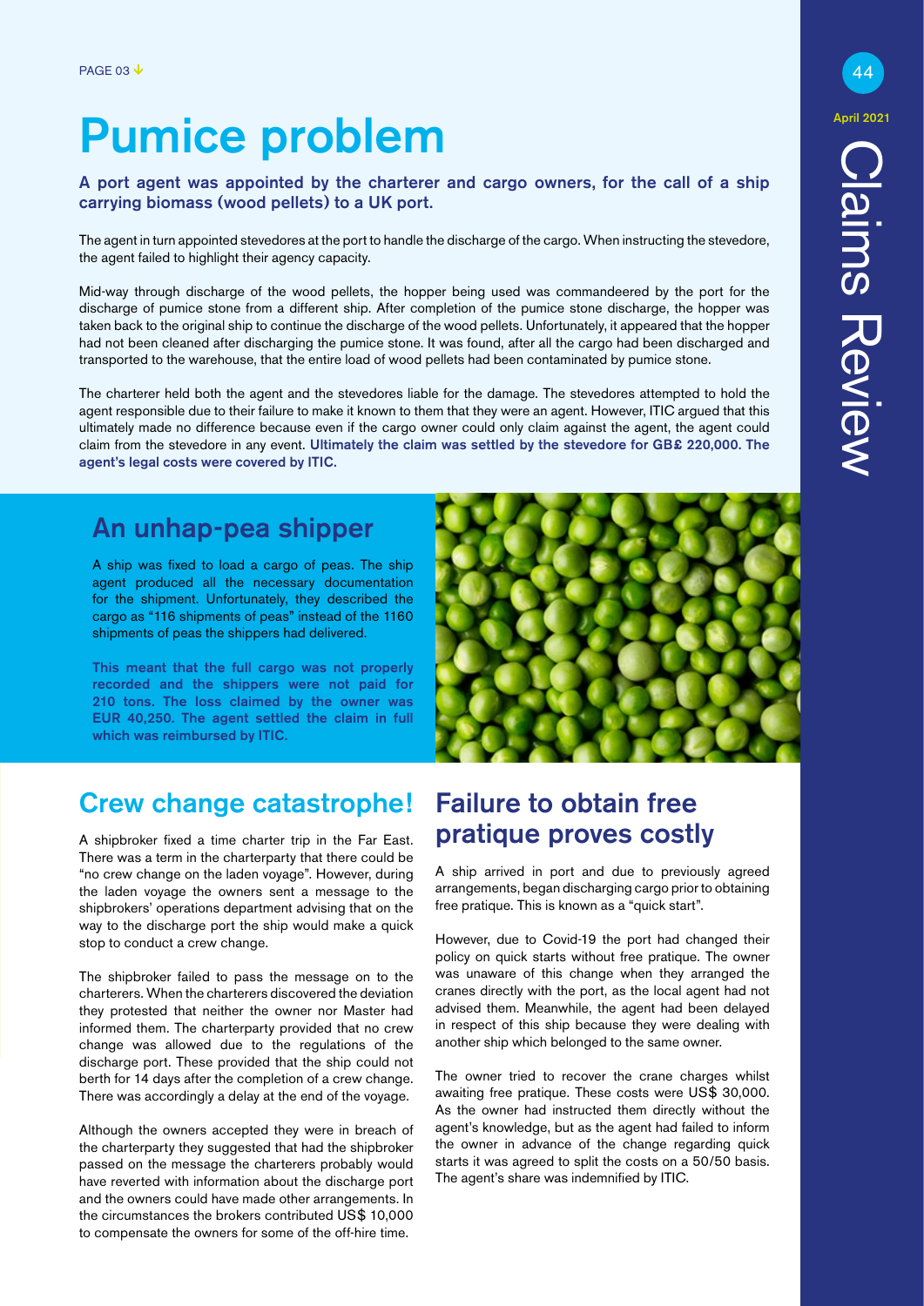# Pumice problem

**A port agent was appointed by the charterer and cargo owners, for the call of a ship carrying biomass (wood pellets) to a UK port.**

The agent in turn appointed stevedores at the port to handle the discharge of the cargo. When instructing the stevedore, the agent failed to highlight their agency capacity.

Mid-way through discharge of the wood pellets, the hopper being used was commandeered by the port for the discharge of pumice stone from a different ship. After completion of the pumice stone discharge, the hopper was taken back to the original ship to continue the discharge of the wood pellets. Unfortunately, it appeared that the hopper had not been cleaned after discharging the pumice stone. It was found, after all the cargo had been discharged and transported to the warehouse, that the entire load of wood pellets had been contaminated by pumice stone.

The charterer held both the agent and the stevedores liable for the damage. The stevedores attempted to hold the agent responsible due to their failure to make it known to them that they were an agent. However, ITIC argued that this ultimately made no difference because even if the cargo owner could only claim against the agent, the agent could claim from the stevedore in any event. **Ultimately the claim was settled by the stevedore for GB£ 220,000. The agent's legal costs were covered by ITIC.**

## An unhap-pea shipper

A ship was fixed to load a cargo of peas. The ship agent produced all the necessary documentation for the shipment. Unfortunately, they described the cargo as "116 shipments of peas" instead of the 1160 shipments of peas the shippers had delivered.

**This meant that the full cargo was not properly recorded and the shippers were not paid for 210 tons. The loss claimed by the owner was EUR 40,250. The agent settled the claim in full which was reimbursed by ITIC.**

## Crew change catastrophe!

A shipbroker fixed a time charter trip in the Far East. There was a term in the charterparty that there could be "no crew change on the laden voyage". However, during the laden voyage the owners sent a message to the shipbrokers' operations department advising that on the way to the discharge port the ship would make a quick stop to conduct a crew change.

The shipbroker failed to pass the message on to the charterers. When the charterers discovered the deviation they protested that neither the owner nor Master had informed them. The charterparty provided that no crew change was allowed due to the regulations of the discharge port. These provided that the ship could not berth for 14 days after the completion of a crew change. There was accordingly a delay at the end of the voyage.

Although the owners accepted they were in breach of the charterparty they suggested that had the shipbroker passed on the message the charterers probably would have reverted with information about the discharge port and the owners could have made other arrangements. In the circumstances the brokers contributed US$ 10,000 to compensate the owners for some of the off-hire time.

## Failure to obtain free pratique proves costly

A ship arrived in port and due to previously agreed arrangements, began discharging cargo prior to obtaining free pratique. This is known as a "quick start".

However, due to Covid-19 the port had changed their policy on quick starts without free pratique. The owner was unaware of this change when they arranged the cranes directly with the port, as the local agent had not advised them. Meanwhile, the agent had been delayed in respect of this ship because they were dealing with another ship which belonged to the same owner.

The owner tried to recover the crane charges whilst awaiting free pratique. These costs were US$ 30,000. As the owner had instructed them directly without the agent's knowledge, but as the agent had failed to inform the owner in advance of the change regarding quick starts it was agreed to split the costs on a 50/50 basis. The agent's share was indemnified by ITIC.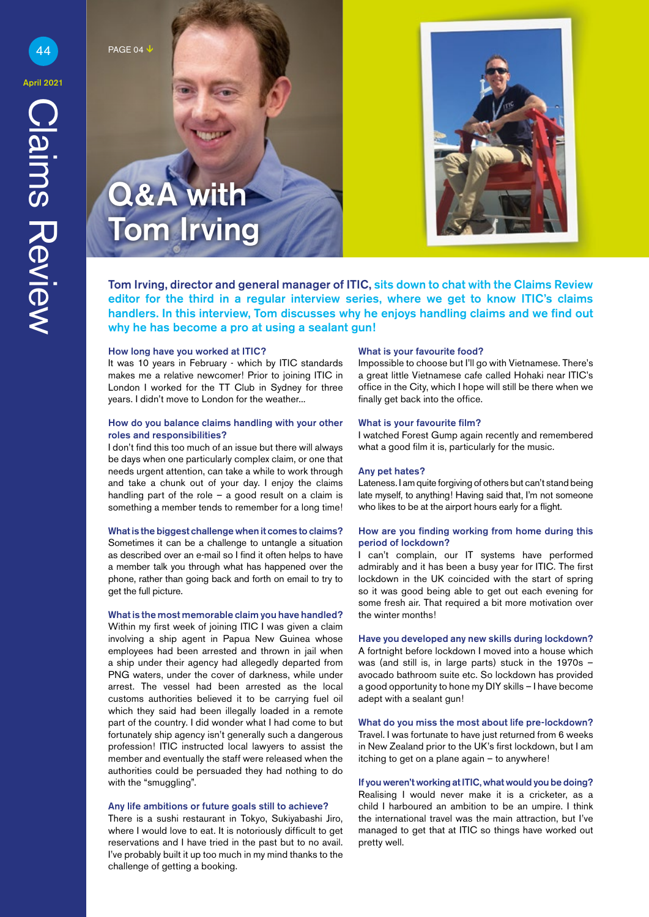# Q&A with Tom Irving

**Tom Irving, director and general manager of ITIC, sits down to chat with the Claims Review editor for the third in a regular interview series, where we get to know ITIC's claims handlers. In this interview, Tom discusses why he enjoys handling claims and we find out why he has become a pro at using a sealant gun!**

### How long have you worked at ITIC?

It was 10 years in February - which by ITIC standards makes me a relative newcomer! Prior to joining ITIC in London I worked for the TT Club in Sydney for three years. I didn't move to London for the weather...

### How do you balance claims handling with your other roles and responsibilities?

I don't find this too much of an issue but there will always be days when one particularly complex claim, or one that needs urgent attention, can take a while to work through and take a chunk out of your day. I enjoy the claims handling part of the role – a good result on a claim is something a member tends to remember for a long time!

### What is the biggest challenge when it comes to claims?

Sometimes it can be a challenge to untangle a situation as described over an e-mail so I find it often helps to have a member talk you through what has happened over the phone, rather than going back and forth on email to try to get the full picture.

### What is the most memorable claim you have handled?

Within my first week of joining ITIC I was given a claim involving a ship agent in Papua New Guinea whose employees had been arrested and thrown in jail when a ship under their agency had allegedly departed from PNG waters, under the cover of darkness, while under arrest. The vessel had been arrested as the local customs authorities believed it to be carrying fuel oil which they said had been illegally loaded in a remote part of the country. I did wonder what I had come to but fortunately ship agency isn't generally such a dangerous profession! ITIC instructed local lawyers to assist the member and eventually the staff were released when the authorities could be persuaded they had nothing to do with the "smuggling".

### Any life ambitions or future goals still to achieve?

There is a sushi restaurant in Tokyo, Sukiyabashi Jiro, where I would love to eat. It is notoriously difficult to get reservations and I have tried in the past but to no avail. I've probably built it up too much in my mind thanks to the challenge of getting a booking.

### What is your favourite food?

Impossible to choose but I'll go with Vietnamese. There's a great little Vietnamese cafe called Hohaki near ITIC's office in the City, which I hope will still be there when we finally get back into the office.

### What is your favourite film?

I watched Forest Gump again recently and remembered what a good film it is, particularly for the music.

### Any pet hates?

Lateness. I am quite forgiving of others but can't stand being late myself, to anything! Having said that, I'm not someone who likes to be at the airport hours early for a flight.

### How are you finding working from home during this period of lockdown?

I can't complain, our IT systems have performed admirably and it has been a busy year for ITIC. The first lockdown in the UK coincided with the start of spring so it was good being able to get out each evening for some fresh air. That required a bit more motivation over the winter months!

### Have you developed any new skills during lockdown?

A fortnight before lockdown I moved into a house which was (and still is, in large parts) stuck in the 1970s – avocado bathroom suite etc. So lockdown has provided a good opportunity to hone my DIY skills – I have become adept with a sealant gun!

### What do you miss the most about life pre-lockdown?

Travel. I was fortunate to have just returned from 6 weeks in New Zealand prior to the UK's first lockdown, but I am itching to get on a plane again – to anywhere!

### If you weren't working at ITIC, what would you be doing?

Realising I would never make it is a cricketer, as a child I harboured an ambition to be an umpire. I think the international travel was the main attraction, but I've managed to get that at ITIC so things have worked out pretty well.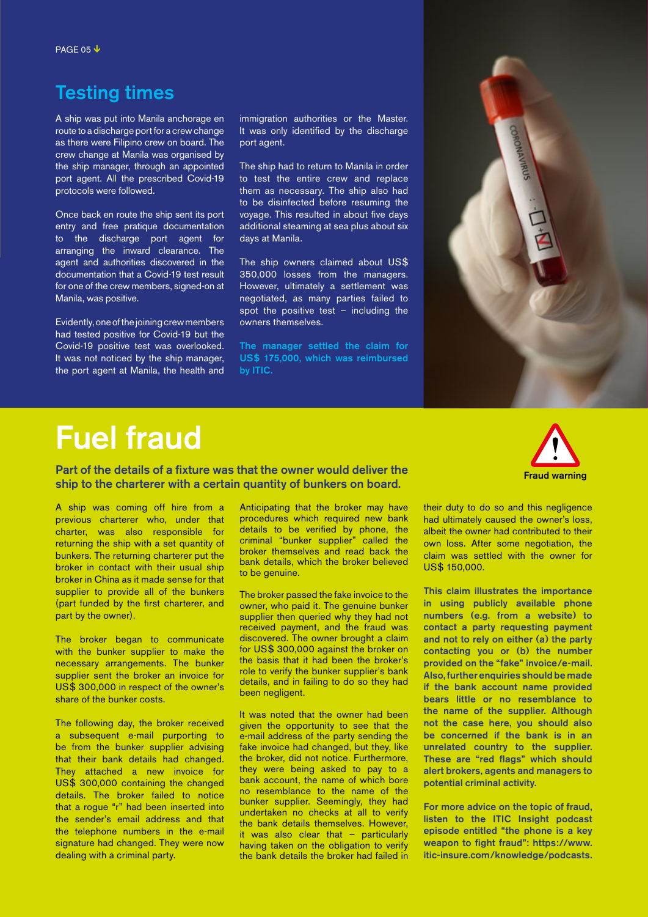## Testing times

A ship was put into Manila anchorage en route to a discharge port for a crew change as there were Filipino crew on board. The crew change at Manila was organised by the ship manager, through an appointed port agent. All the prescribed Covid-19 protocols were followed.

Once back en route the ship sent its port entry and free pratique documentation to the discharge port agent for arranging the inward clearance. The agent and authorities discovered in the documentation that a Covid-19 test result for one of the crew members, signed-on at Manila, was positive.

Evidently, one of the joining crew members had tested positive for Covid-19 but the Covid-19 positive test was overlooked. It was not noticed by the ship manager, the port agent at Manila, the health and immigration authorities or the Master. It was only identified by the discharge port agent.

The ship had to return to Manila in order to test the entire crew and replace them as necessary. The ship also had to be disinfected before resuming the voyage. This resulted in about five days additional steaming at sea plus about six days at Manila.

The ship owners claimed about US$ 350,000 losses from the managers. However, ultimately a settlement was negotiated, as many parties failed to spot the positive test – including the owners themselves.

**The manager settled the claim for US$ 175,000, which was reimbursed by ITIC.**

# Fuel fraud

Fraud warning

**Part of the details of a fixture was that the owner would deliver the ship to the charterer with a certain quantity of bunkers on board.**

A ship was coming off hire from a previous charterer who, under that charter, was also responsible for returning the ship with a set quantity of bunkers. The returning charterer put the broker in contact with their usual ship broker in China as it made sense for that supplier to provide all of the bunkers (part funded by the first charterer, and part by the owner).

The broker began to communicate with the bunker supplier to make the necessary arrangements. The bunker supplier sent the broker an invoice for US$ 300,000 in respect of the owner's share of the bunker costs.

The following day, the broker received a subsequent e-mail purporting to be from the bunker supplier advising that their bank details had changed. They attached a new invoice for US$ 300,000 containing the changed details. The broker failed to notice that a rogue "r" had been inserted into the sender's email address and that the telephone numbers in the e-mail signature had changed. They were now dealing with a criminal party.

Anticipating that the broker may have procedures which required new bank details to be verified by phone, the criminal "bunker supplier" called the broker themselves and read back the bank details, which the broker believed to be genuine.

The broker passed the fake invoice to the owner, who paid it. The genuine bunker supplier then queried why they had not received payment, and the fraud was discovered. The owner brought a claim for US$ 300,000 against the broker on the basis that it had been the broker's role to verify the bunker supplier's bank details, and in failing to do so they had been negligent.

It was noted that the owner had been given the opportunity to see that the e-mail address of the party sending the fake invoice had changed, but they, like the broker, did not notice. Furthermore, they were being asked to pay to a bank account, the name of which bore no resemblance to the name of the bunker supplier. Seemingly, they had undertaken no checks at all to verify the bank details themselves. However, it was also clear that – particularly having taken on the obligation to verify the bank details the broker had failed in their duty to do so and this negligence had ultimately caused the owner's loss, albeit the owner had contributed to their own loss. After some negotiation, the claim was settled with the owner for US$ 150,000.

**This claim illustrates the importance in using publicly available phone numbers (e.g. from a website) to contact a party requesting payment and not to rely on either (a) the party contacting you or (b) the number provided on the "fake" invoice/e-mail. Also, further enquiries should be made if the bank account name provided bears little or no resemblance to the name of the supplier. Although not the case here, you should also be concerned if the bank is in an unrelated country to the supplier. These are "red flags" which should alert brokers, agents and managers to potential criminal activity.**

**For more advice on the topic of fraud, listen to the ITIC Insight podcast episode entitled "the phone is a key weapon to fight fraud": https://www.itic-insure.com/knowledge/podcasts.**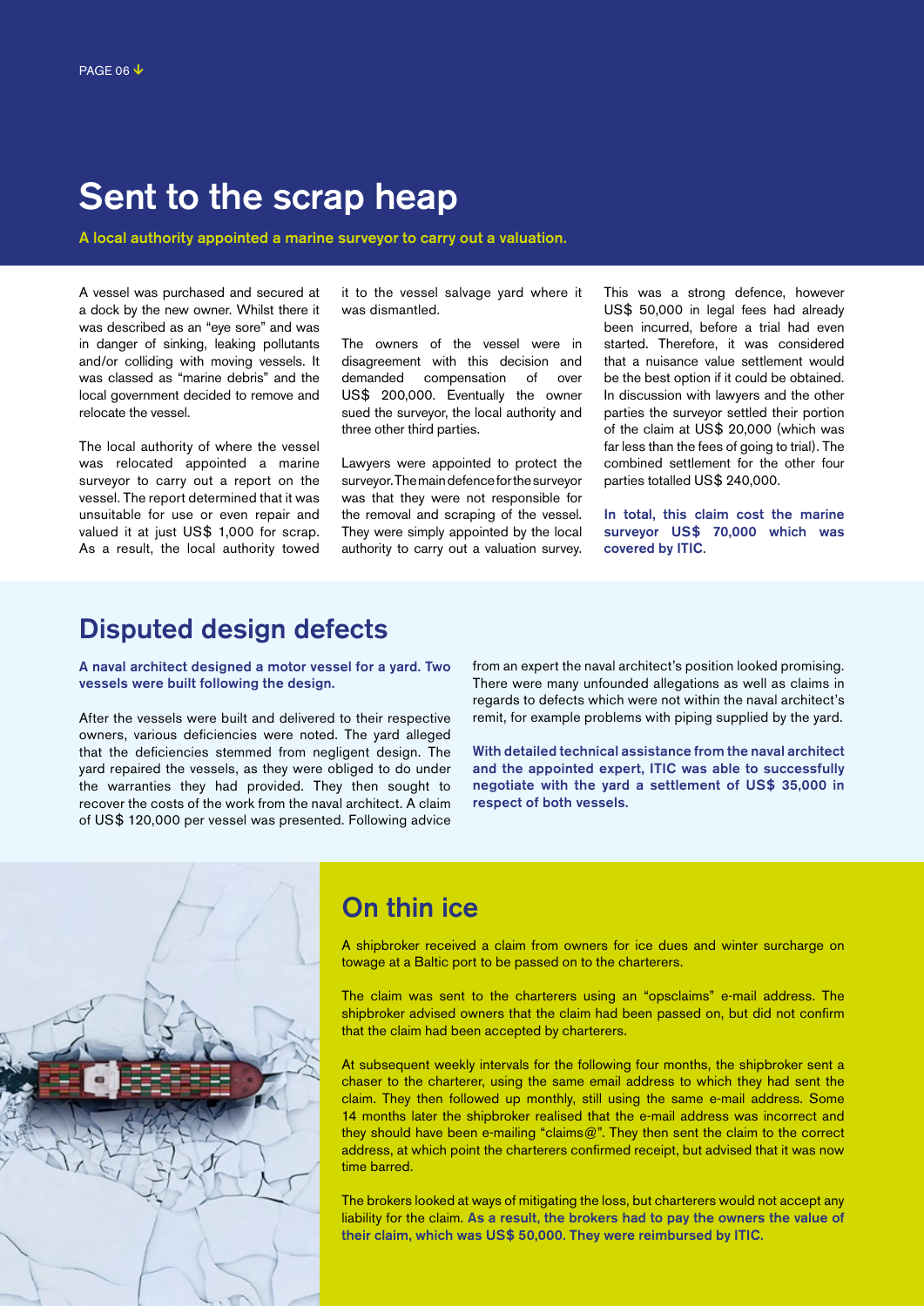## Sent to the scrap heap

**A local authority appointed a marine surveyor to carry out a valuation.**

A vessel was purchased and secured at a dock by the new owner. Whilst there it was described as an "eye sore" and was in danger of sinking, leaking pollutants and/or colliding with moving vessels. It was classed as "marine debris" and the local government decided to remove and relocate the vessel.

The local authority of where the vessel was relocated appointed a marine surveyor to carry out a report on the vessel. The report determined that it was unsuitable for use or even repair and valued it at just US$ 1,000 for scrap. As a result, the local authority towed it to the vessel salvage yard where it was dismantled.

The owners of the vessel were in disagreement with this decision and demanded compensation of over US$ 200,000. Eventually the owner sued the surveyor, the local authority and three other third parties.

Lawyers were appointed to protect the surveyor. The main defence for the surveyor was that they were not responsible for the removal and scraping of the vessel. They were simply appointed by the local authority to carry out a valuation survey. This was a strong defence, however US$ 50,000 in legal fees had already been incurred, before a trial had even started. Therefore, it was considered that a nuisance value settlement would be the best option if it could be obtained. In discussion with lawyers and the other parties the surveyor settled their portion of the claim at US$ 20,000 (which was far less than the fees of going to trial). The combined settlement for the other four parties totalled US$ 240,000.

**In total, this claim cost the marine surveyor US$ 70,000 which was covered by ITIC.**

## Disputed design defects

**A naval architect designed a motor vessel for a yard. Two vessels were built following the design.**

After the vessels were built and delivered to their respective owners, various deficiencies were noted. The yard alleged that the deficiencies stemmed from negligent design. The yard repaired the vessels, as they were obliged to do under the warranties they had provided. They then sought to recover the costs of the work from the naval architect. A claim of US$ 120,000 per vessel was presented. Following advice from an expert the naval architect's position looked promising. There were many unfounded allegations as well as claims in regards to defects which were not within the naval architect's remit, for example problems with piping supplied by the yard.

**With detailed technical assistance from the naval architect and the appointed expert, ITIC was able to successfully negotiate with the yard a settlement of US$ 35,000 in respect of both vessels.**

## On thin ice

A shipbroker received a claim from owners for ice dues and winter surcharge on towage at a Baltic port to be passed on to the charterers.

The claim was sent to the charterers using an "opsclaims" e-mail address. The shipbroker advised owners that the claim had been passed on, but did not confirm that the claim had been accepted by charterers.

At subsequent weekly intervals for the following four months, the shipbroker sent a chaser to the charterer, using the same email address to which they had sent the claim. They then followed up monthly, still using the same e-mail address. Some 14 months later the shipbroker realised that the e-mail address was incorrect and they should have been e-mailing "claims@". They then sent the claim to the correct address, at which point the charterers confirmed receipt, but advised that it was now time barred.

The brokers looked at ways of mitigating the loss, but charterers would not accept any liability for the claim. **As a result, the brokers had to pay the owners the value of their claim, which was US$ 50,000. They were reimbursed by ITIC.**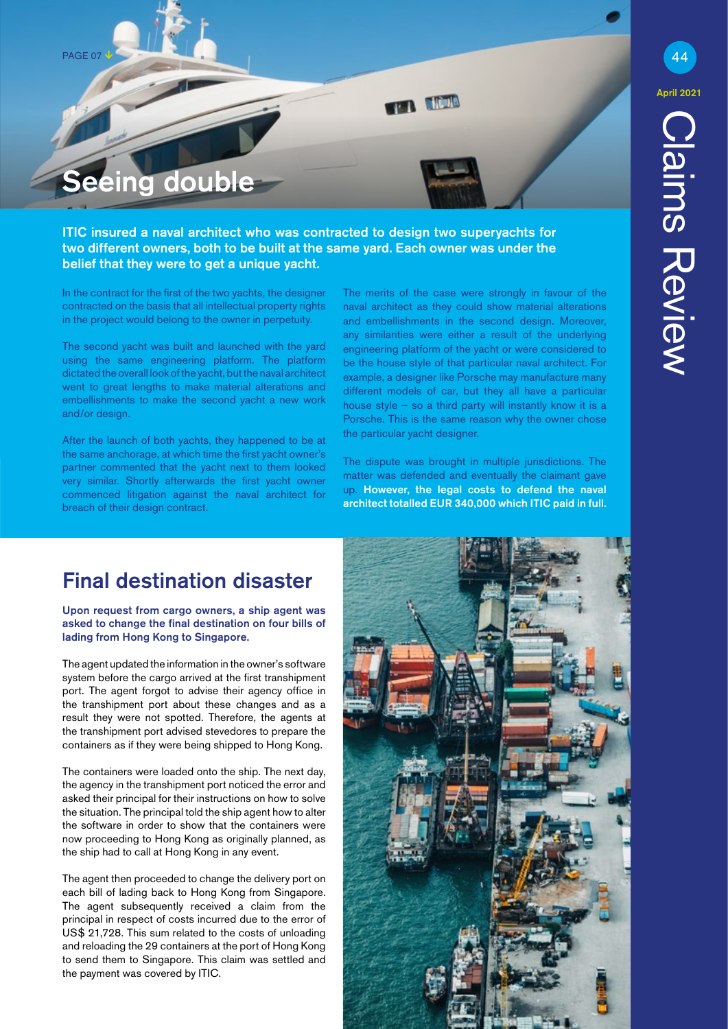## Seeing double

**ITIC insured a naval architect who was contracted to design two superyachts for two different owners, both to be built at the same yard. Each owner was under the belief that they were to get a unique yacht.**

In the contract for the first of the two yachts, the designer contracted on the basis that all intellectual property rights in the project would belong to the owner in perpetuity.

The second yacht was built and launched with the yard using the same engineering platform. The platform dictated the overall look of the yacht, but the naval architect went to great lengths to make material alterations and embellishments to make the second yacht a new work and/or design.

After the launch of both yachts, they happened to be at the same anchorage, at which time the first yacht owner's partner commented that the yacht next to them looked very similar. Shortly afterwards the first yacht owner commenced litigation against the naval architect for breach of their design contract.

The merits of the case were strongly in favour of the naval architect as they could show material alterations and embellishments in the second design. Moreover, any similarities were either a result of the underlying engineering platform of the yacht or were considered to be the house style of that particular naval architect. For example, a designer like Porsche may manufacture many different models of car, but they all have a particular house style – so a third party will instantly know it is a Porsche. This is the same reason why the owner chose the particular yacht designer.

The dispute was brought in multiple jurisdictions. The matter was defended and eventually the claimant gave up. **However, the legal costs to defend the naval architect totalled EUR 340,000 which ITIC paid in full.**

## Final destination disaster

**Upon request from cargo owners, a ship agent was asked to change the final destination on four bills of lading from Hong Kong to Singapore.**

The agent updated the information in the owner's software system before the cargo arrived at the first transhipment port. The agent forgot to advise their agency office in the transhipment port about these changes and as a result they were not spotted. Therefore, the agents at the transhipment port advised stevedores to prepare the containers as if they were being shipped to Hong Kong.

The containers were loaded onto the ship. The next day, the agency in the transhipment port noticed the error and asked their principal for their instructions on how to solve the situation. The principal told the ship agent how to alter the software in order to show that the containers were now proceeding to Hong Kong as originally planned, as the ship had to call at Hong Kong in any event.

The agent then proceeded to change the delivery port on each bill of lading back to Hong Kong from Singapore. The agent subsequently received a claim from the principal in respect of costs incurred due to the error of US$ 21,728. This sum related to the costs of unloading and reloading the 29 containers at the port of Hong Kong to send them to Singapore. This claim was settled and the payment was covered by ITIC.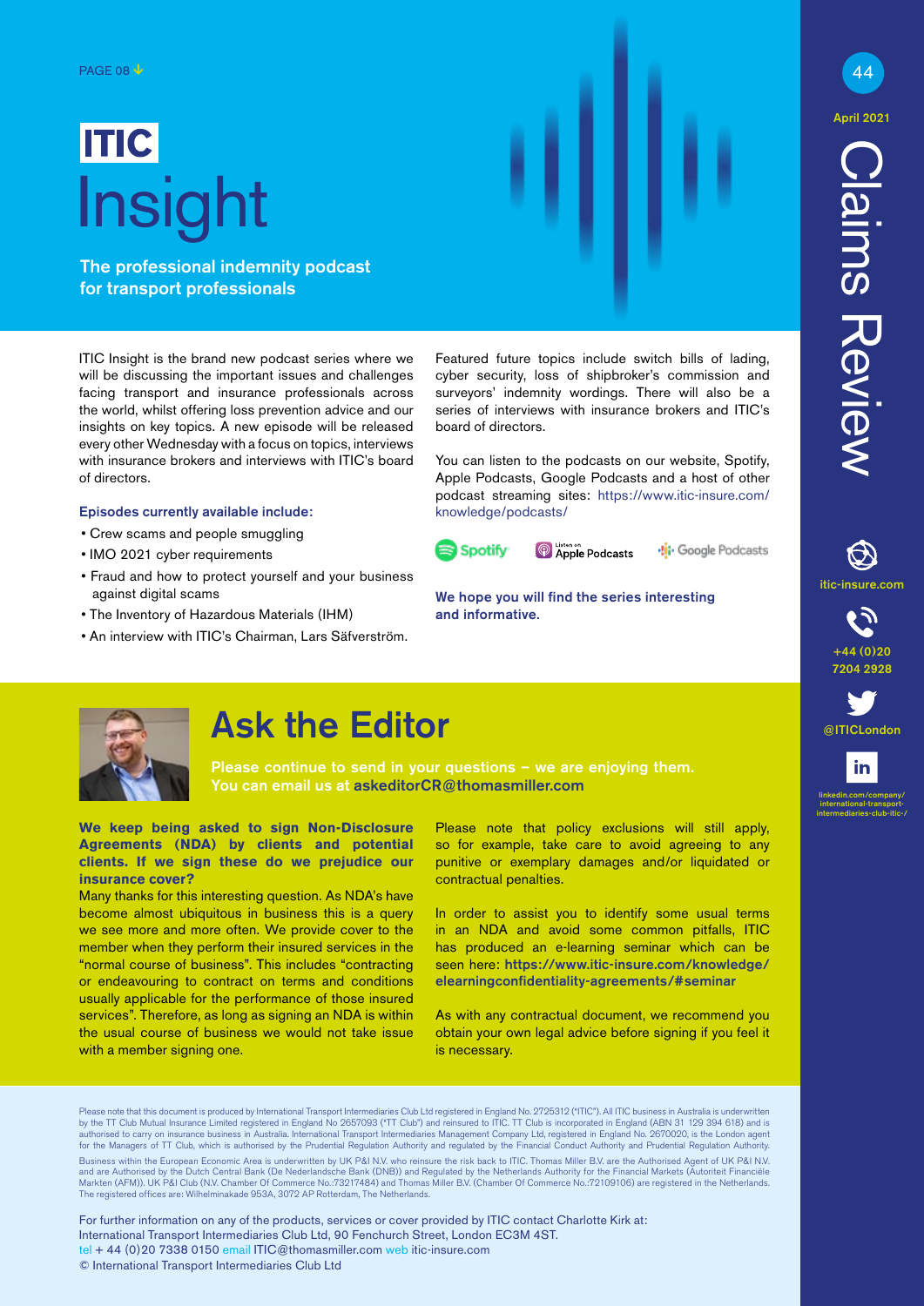# ITIC Insight

**The professional indemnity podcast for transport professionals**

ITIC Insight is the brand new podcast series where we will be discussing the important issues and challenges facing transport and insurance professionals across the world, whilst offering loss prevention advice and our insights on key topics. A new episode will be released every other Wednesday with a focus on topics, interviews with insurance brokers and interviews with ITIC's board of directors.

**Episodes currently available include:**

- Crew scams and people smuggling
- IMO 2021 cyber requirements
- Fraud and how to protect yourself and your business against digital scams
- The Inventory of Hazardous Materials (IHM)
- An interview with ITIC's Chairman, Lars Säfverström.

Featured future topics include switch bills of lading, cyber security, loss of shipbroker's commission and surveyors' indemnity wordings. There will also be a series of interviews with insurance brokers and ITIC's board of directors.

You can listen to the podcasts on our website, Spotify, Apple Podcasts, Google Podcasts and a host of other podcast streaming sites: https://www.itic-insure.com/knowledge/podcasts/

Spotify | Listen on Apple Podcasts | Google Podcasts

**We hope you will find the series interesting and informative.**

# Ask the Editor

**Please continue to send in your questions – we are enjoying them. You can email us at askeditorCR@thomasmiller.com**

**We keep being asked to sign Non-Disclosure Agreements (NDA) by clients and potential clients. If we sign these do we prejudice our insurance cover?**

Many thanks for this interesting question. As NDA's have become almost ubiquitous in business this is a query we see more and more often. We provide cover to the member when they perform their insured services in the "normal course of business". This includes "contracting or endeavouring to contract on terms and conditions usually applicable for the performance of those insured services". Therefore, as long as signing an NDA is within the usual course of business we would not take issue with a member signing one.

Please note that policy exclusions will still apply, so for example, take care to avoid agreeing to any punitive or exemplary damages and/or liquidated or contractual penalties.

In order to assist you to identify some usual terms in an NDA and avoid some common pitfalls, ITIC has produced an e-learning seminar which can be seen here: **https://www.itic-insure.com/knowledge/elearningconfidentiality-agreements/#seminar**

As with any contractual document, we recommend you obtain your own legal advice before signing if you feel it is necessary.

Claims Review 44, April 2021

itic-insure.com

+44 (0)20 7204 2928

@ITICLondon

linkedin.com/company/international-transport-intermediaries-club-itic-/

Please note that this document is produced by International Transport Intermediaries Club Ltd registered in England No. 2725312 ("ITIC"). All ITIC business in Australia is underwritten by the TT Club Mutual Insurance Limited registered in England No 2657093 ("TT Club") and reinsured to ITIC. TT Club is incorporated in England (ABN 31 129 394 618) and is authorised to carry on insurance business in Australia. International Transport Intermediaries Management Company Ltd, registered in England No. 2670020, is the London agent for the Managers of TT Club, which is authorised by the Prudential Regulation Authority and regulated by the Financial Conduct Authority and Prudential Regulation Authority.

Business within the European Economic Area is underwritten by UK P&I N.V. who reinsure the risk back to ITIC. Thomas Miller B.V. are the Authorised Agent of UK P&I N.V. and are Authorised by the Dutch Central Bank (De Nederlandsche Bank (DNB)) and Regulated by the Netherlands Authority for the Financial Markets (Autoriteit Financiële Markten (AFM)). UK P&I Club (N.V. Chamber Of Commerce No.:73217484) and Thomas Miller B.V. (Chamber Of Commerce No.:72109106) are registered in the Netherlands. The registered offices are: Wilhelminakade 953A, 3072 AP Rotterdam, The Netherlands.

For further information on any of the products, services or cover provided by ITIC contact Charlotte Kirk at:
International Transport Intermediaries Club Ltd, 90 Fenchurch Street, London EC3M 4ST.
tel + 44 (0)20 7338 0150 email ITIC@thomasmiller.com web itic-insure.com
© International Transport Intermediaries Club Ltd